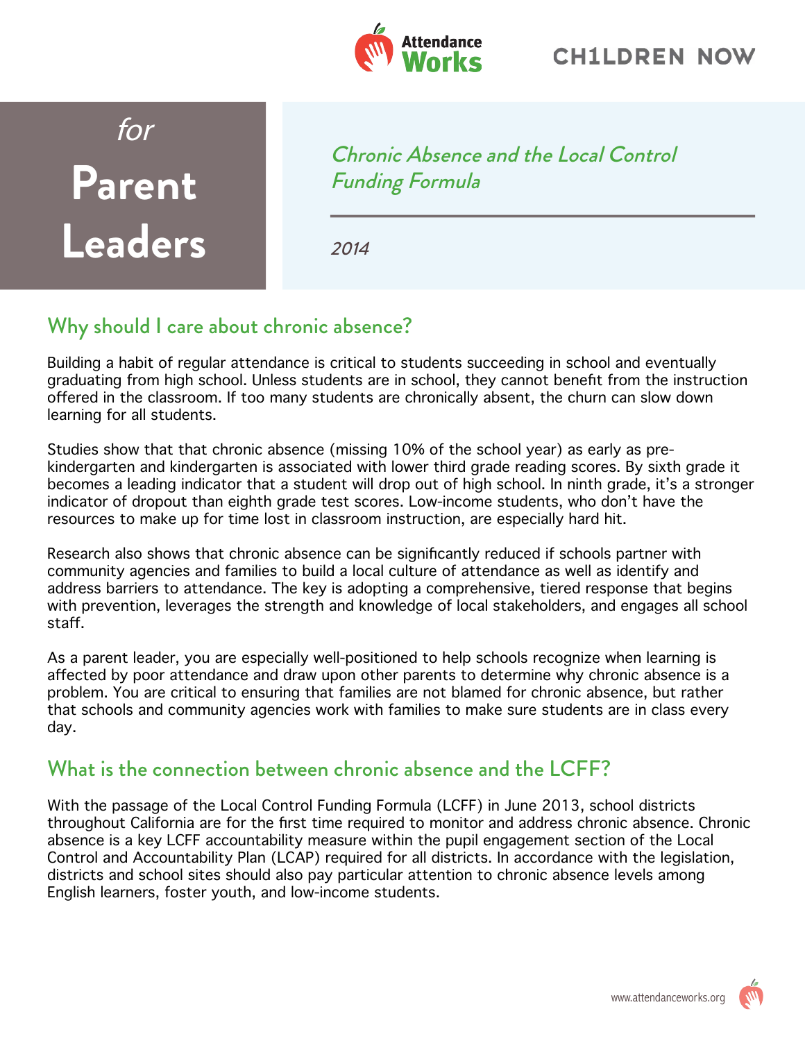Attendance Works

CH1LDREN NOW

# *for* Parent Leaders

*Chronic Absence and the Local Control Funding Formula*

*2014*

## Why should I care about chronic absence?

Building a habit of regular attendance is critical to students succeeding in school and eventually graduating from high school. Unless students are in school, they cannot benefit from the instruction offered in the classroom. If too many students are chronically absent, the churn can slow down learning for all students.

Studies show that that chronic absence (missing 10% of the school year) as early as pre-kindergarten and kindergarten is associated with lower third grade reading scores. By sixth grade it becomes a leading indicator that a student will drop out of high school. In ninth grade, it's a stronger indicator of dropout than eighth grade test scores. Low-income students, who don't have the resources to make up for time lost in classroom instruction, are especially hard hit.

Research also shows that chronic absence can be significantly reduced if schools partner with community agencies and families to build a local culture of attendance as well as identify and address barriers to attendance. The key is adopting a comprehensive, tiered response that begins with prevention, leverages the strength and knowledge of local stakeholders, and engages all school staff.

As a parent leader, you are especially well-positioned to help schools recognize when learning is affected by poor attendance and draw upon other parents to determine why chronic absence is a problem. You are critical to ensuring that families are not blamed for chronic absence, but rather that schools and community agencies work with families to make sure students are in class every day.

## What is the connection between chronic absence and the LCFF?

With the passage of the Local Control Funding Formula (LCFF) in June 2013, school districts throughout California are for the first time required to monitor and address chronic absence. Chronic absence is a key LCFF accountability measure within the pupil engagement section of the Local Control and Accountability Plan (LCAP) required for all districts. In accordance with the legislation, districts and school sites should also pay particular attention to chronic absence levels among English learners, foster youth, and low-income students.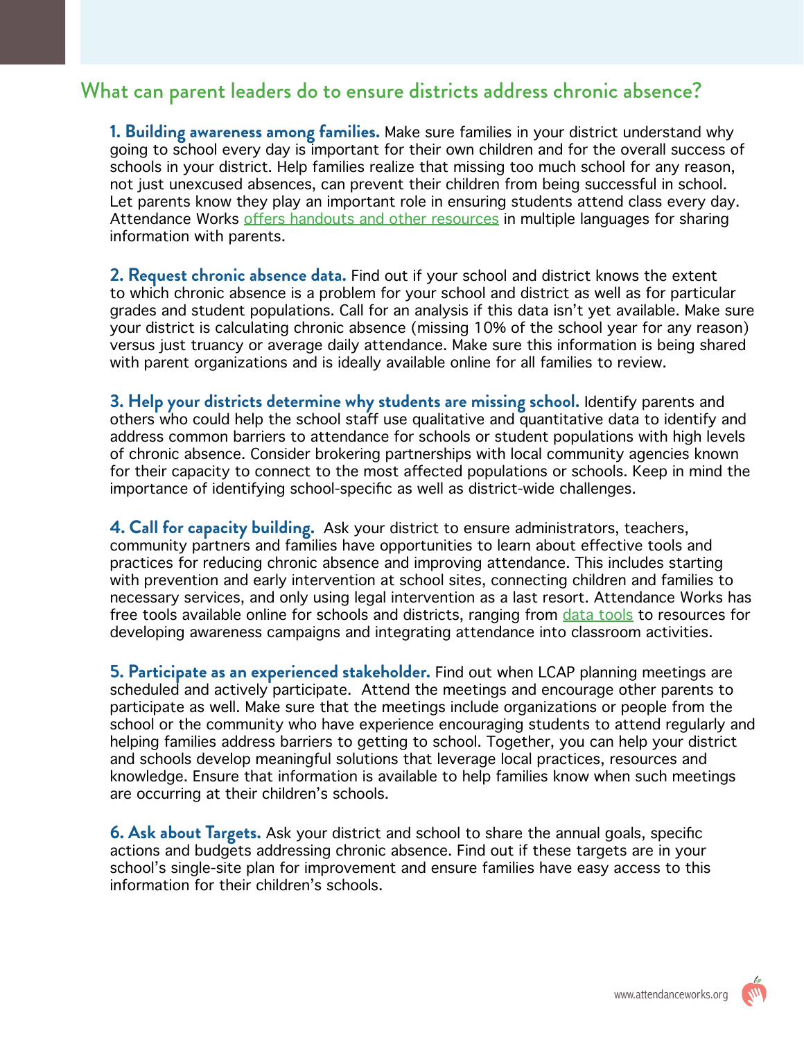## What can parent leaders do to ensure districts address chronic absence?

**1. Building awareness among families.** Make sure families in your district understand why going to school every day is important for their own children and for the overall success of schools in your district. Help families realize that missing too much school for any reason, not just unexcused absences, can prevent their children from being successful in school. Let parents know they play an important role in ensuring students attend class every day. Attendance Works offers handouts and other resources in multiple languages for sharing information with parents.

**2. Request chronic absence data.** Find out if your school and district knows the extent to which chronic absence is a problem for your school and district as well as for particular grades and student populations. Call for an analysis if this data isn't yet available. Make sure your district is calculating chronic absence (missing 10% of the school year for any reason) versus just truancy or average daily attendance. Make sure this information is being shared with parent organizations and is ideally available online for all families to review.

**3. Help your districts determine why students are missing school.** Identify parents and others who could help the school staff use qualitative and quantitative data to identify and address common barriers to attendance for schools or student populations with high levels of chronic absence. Consider brokering partnerships with local community agencies known for their capacity to connect to the most affected populations or schools. Keep in mind the importance of identifying school-specific as well as district-wide challenges.

**4. Call for capacity building.** Ask your district to ensure administrators, teachers, community partners and families have opportunities to learn about effective tools and practices for reducing chronic absence and improving attendance. This includes starting with prevention and early intervention at school sites, connecting children and families to necessary services, and only using legal intervention as a last resort. Attendance Works has free tools available online for schools and districts, ranging from data tools to resources for developing awareness campaigns and integrating attendance into classroom activities.

**5. Participate as an experienced stakeholder.** Find out when LCAP planning meetings are scheduled and actively participate. Attend the meetings and encourage other parents to participate as well. Make sure that the meetings include organizations or people from the school or the community who have experience encouraging students to attend regularly and helping families address barriers to getting to school. Together, you can help your district and schools develop meaningful solutions that leverage local practices, resources and knowledge. Ensure that information is available to help families know when such meetings are occurring at their children's schools.

**6. Ask about Targets.** Ask your district and school to share the annual goals, specific actions and budgets addressing chronic absence. Find out if these targets are in your school's single-site plan for improvement and ensure families have easy access to this information for their children's schools.